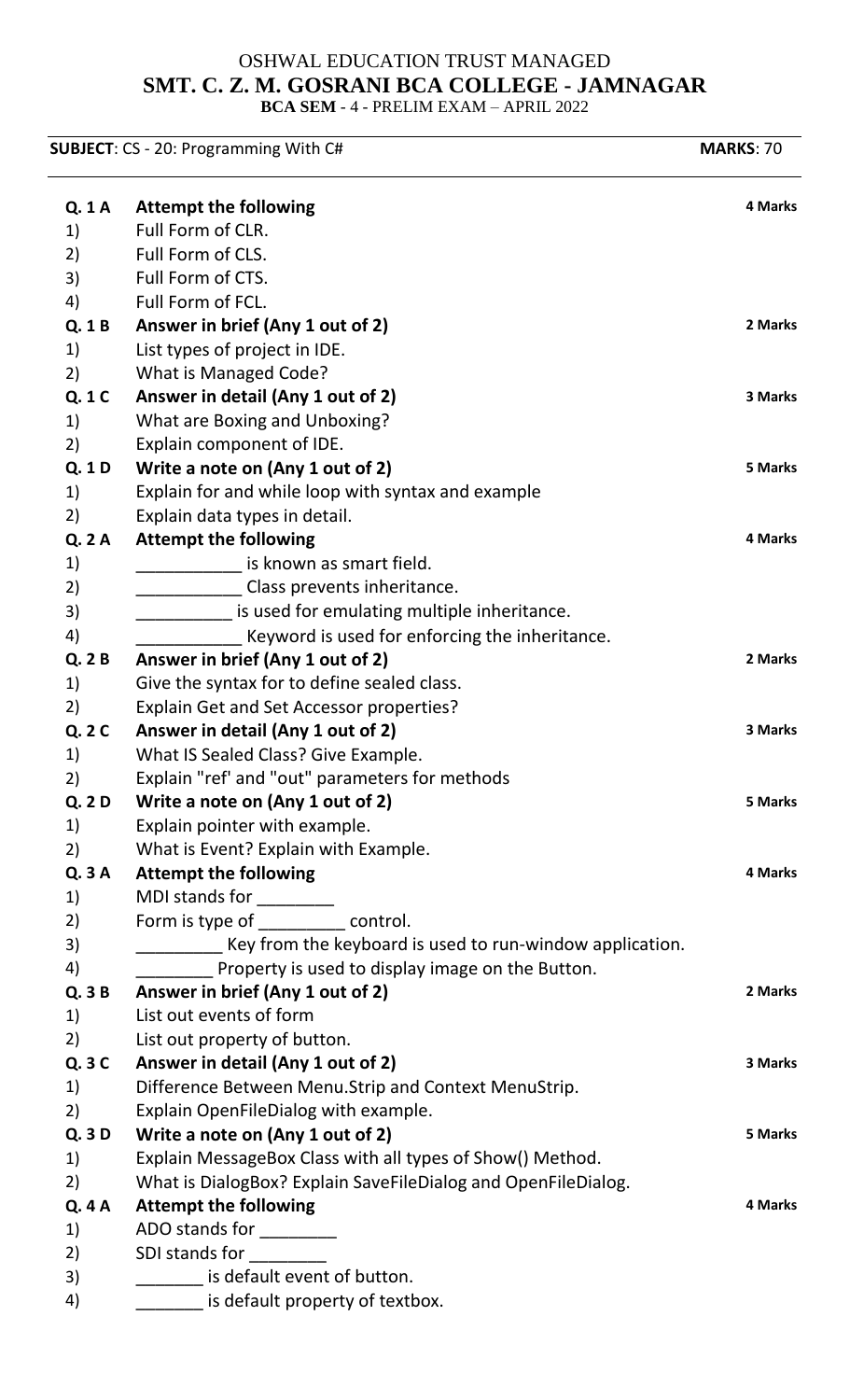OSHWAL EDUCATION TRUST MANAGED

**SMT. C. Z. M. GOSRANI BCA COLLEGE - JAMNAGAR**

**BCA SEM - 4 - PRELIM EXAM – APRIL 2022**

**SUBJECT**: CS - 20: Programming With C# **MARKS**: 70

| | | |
|---|---|---|
| **Q. 1 A** | **Attempt the following** | **4 Marks** |
| 1) | Full Form of CLR. | |
| 2) | Full Form of CLS. | |
| 3) | Full Form of CTS. | |
| 4) | Full Form of FCL. | |
| **Q. 1 B** | **Answer in brief (Any 1 out of 2)** | **2 Marks** |
| 1) | List types of project in IDE. | |
| 2) | What is Managed Code? | |
| **Q. 1 C** | **Answer in detail (Any 1 out of 2)** | **3 Marks** |
| 1) | What are Boxing and Unboxing? | |
| 2) | Explain component of IDE. | |
| **Q. 1 D** | **Write a note on (Any 1 out of 2)** | **5 Marks** |
| 1) | Explain for and while loop with syntax and example | |
| 2) | Explain data types in detail. | |
| **Q. 2 A** | **Attempt the following** | **4 Marks** |
| 1) | ___________ is known as smart field. | |
| 2) | ___________ Class prevents inheritance. | |
| 3) | __________ is used for emulating multiple inheritance. | |
| 4) | ___________ Keyword is used for enforcing the inheritance. | |
| **Q. 2 B** | **Answer in brief (Any 1 out of 2)** | **2 Marks** |
| 1) | Give the syntax for to define sealed class. | |
| 2) | Explain Get and Set Accessor properties? | |
| **Q. 2 C** | **Answer in detail (Any 1 out of 2)** | **3 Marks** |
| 1) | What IS Sealed Class? Give Example. | |
| 2) | Explain "ref' and "out" parameters for methods | |
| **Q. 2 D** | **Write a note on (Any 1 out of 2)** | **5 Marks** |
| 1) | Explain pointer with example. | |
| 2) | What is Event? Explain with Example. | |
| **Q. 3 A** | **Attempt the following** | **4 Marks** |
| 1) | MDI stands for ________ | |
| 2) | Form is type of _________ control. | |
| 3) | _________ Key from the keyboard is used to run-window application. | |
| 4) | ________ Property is used to display image on the Button. | |
| **Q. 3 B** | **Answer in brief (Any 1 out of 2)** | **2 Marks** |
| 1) | List out events of form | |
| 2) | List out property of button. | |
| **Q. 3 C** | **Answer in detail (Any 1 out of 2)** | **3 Marks** |
| 1) | Difference Between Menu.Strip and Context MenuStrip. | |
| 2) | Explain OpenFileDialog with example. | |
| **Q. 3 D** | **Write a note on (Any 1 out of 2)** | **5 Marks** |
| 1) | Explain MessageBox Class with all types of Show() Method. | |
| 2) | What is DialogBox? Explain SaveFileDialog and OpenFileDialog. | |
| **Q. 4 A** | **Attempt the following** | **4 Marks** |
| 1) | ADO stands for ________ | |
| 2) | SDI stands for ________ | |
| 3) | _______ is default event of button. | |
| 4) | _______ is default property of textbox. | |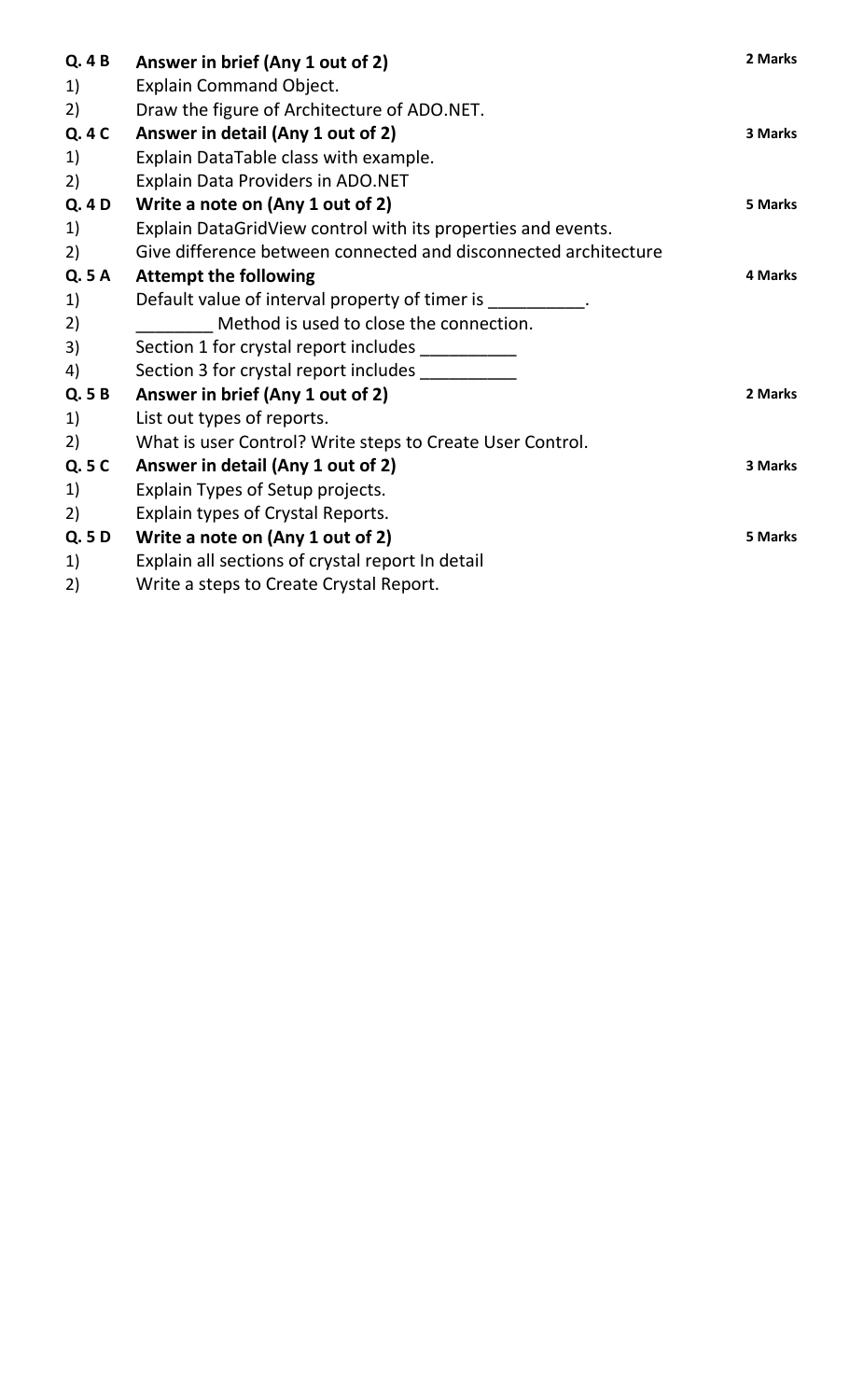| | | |
|---|---|---|
| **Q. 4 B** | **Answer in brief (Any 1 out of 2)** | **2 Marks** |
| 1) | Explain Command Object. | |
| 2) | Draw the figure of Architecture of ADO.NET. | |
| **Q. 4 C** | **Answer in detail (Any 1 out of 2)** | **3 Marks** |
| 1) | Explain DataTable class with example. | |
| 2) | Explain Data Providers in ADO.NET | |
| **Q. 4 D** | **Write a note on (Any 1 out of 2)** | **5 Marks** |
| 1) | Explain DataGridView control with its properties and events. | |
| 2) | Give difference between connected and disconnected architecture | |
| **Q. 5 A** | **Attempt the following** | **4 Marks** |
| 1) | Default value of interval property of timer is __________. | |
| 2) | ________ Method is used to close the connection. | |
| 3) | Section 1 for crystal report includes __________ | |
| 4) | Section 3 for crystal report includes __________ | |
| **Q. 5 B** | **Answer in brief (Any 1 out of 2)** | **2 Marks** |
| 1) | List out types of reports. | |
| 2) | What is user Control? Write steps to Create User Control. | |
| **Q. 5 C** | **Answer in detail (Any 1 out of 2)** | **3 Marks** |
| 1) | Explain Types of Setup projects. | |
| 2) | Explain types of Crystal Reports. | |
| **Q. 5 D** | **Write a note on (Any 1 out of 2)** | **5 Marks** |
| 1) | Explain all sections of crystal report In detail | |
| 2) | Write a steps to Create Crystal Report. | |